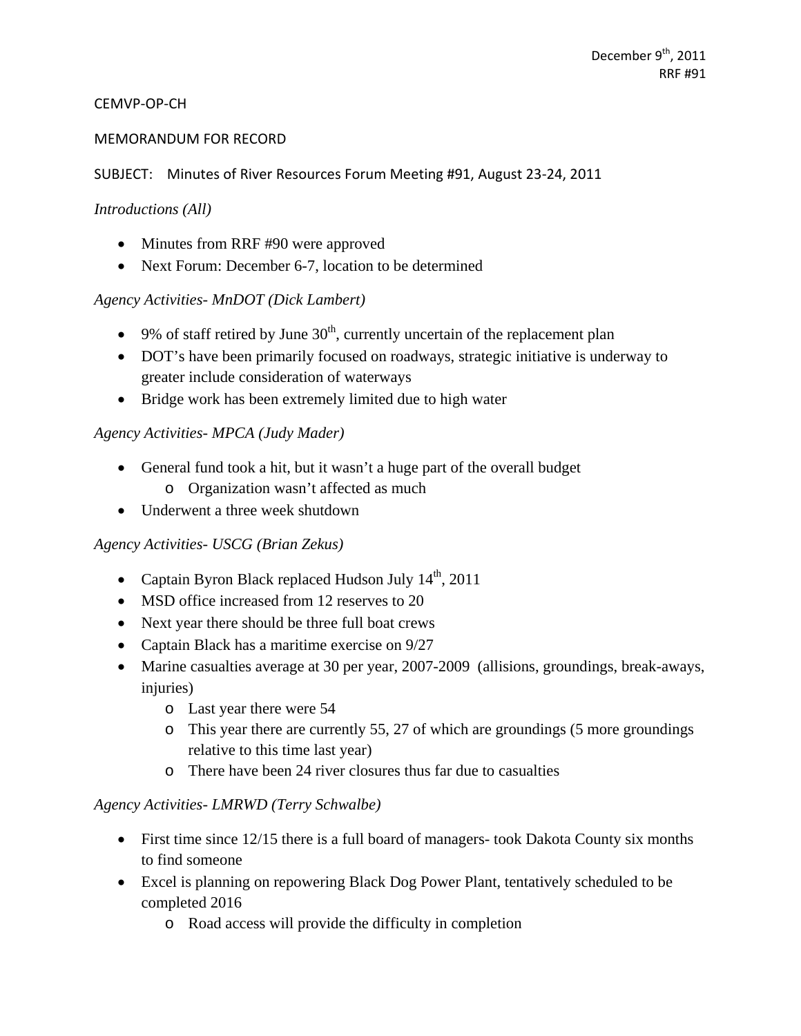December 9th, 2011
RRF #91

CEMVP-OP-CH

MEMORANDUM FOR RECORD

SUBJECT: Minutes of River Resources Forum Meeting #91, August 23-24, 2011

*Introductions (All)*

- Minutes from RRF #90 were approved
- Next Forum: December 6-7, location to be determined

*Agency Activities- MnDOT (Dick Lambert)*

- 9% of staff retired by June 30th, currently uncertain of the replacement plan
- DOT's have been primarily focused on roadways, strategic initiative is underway to greater include consideration of waterways
- Bridge work has been extremely limited due to high water

*Agency Activities- MPCA (Judy Mader)*

- General fund took a hit, but it wasn't a huge part of the overall budget
  - Organization wasn't affected as much
- Underwent a three week shutdown

*Agency Activities- USCG (Brian Zekus)*

- Captain Byron Black replaced Hudson July 14th, 2011
- MSD office increased from 12 reserves to 20
- Next year there should be three full boat crews
- Captain Black has a maritime exercise on 9/27
- Marine casualties average at 30 per year, 2007-2009 (allisions, groundings, break-aways, injuries)
  - Last year there were 54
  - This year there are currently 55, 27 of which are groundings (5 more groundings relative to this time last year)
  - There have been 24 river closures thus far due to casualties

*Agency Activities- LMRWD (Terry Schwalbe)*

- First time since 12/15 there is a full board of managers- took Dakota County six months to find someone
- Excel is planning on repowering Black Dog Power Plant, tentatively scheduled to be completed 2016
  - Road access will provide the difficulty in completion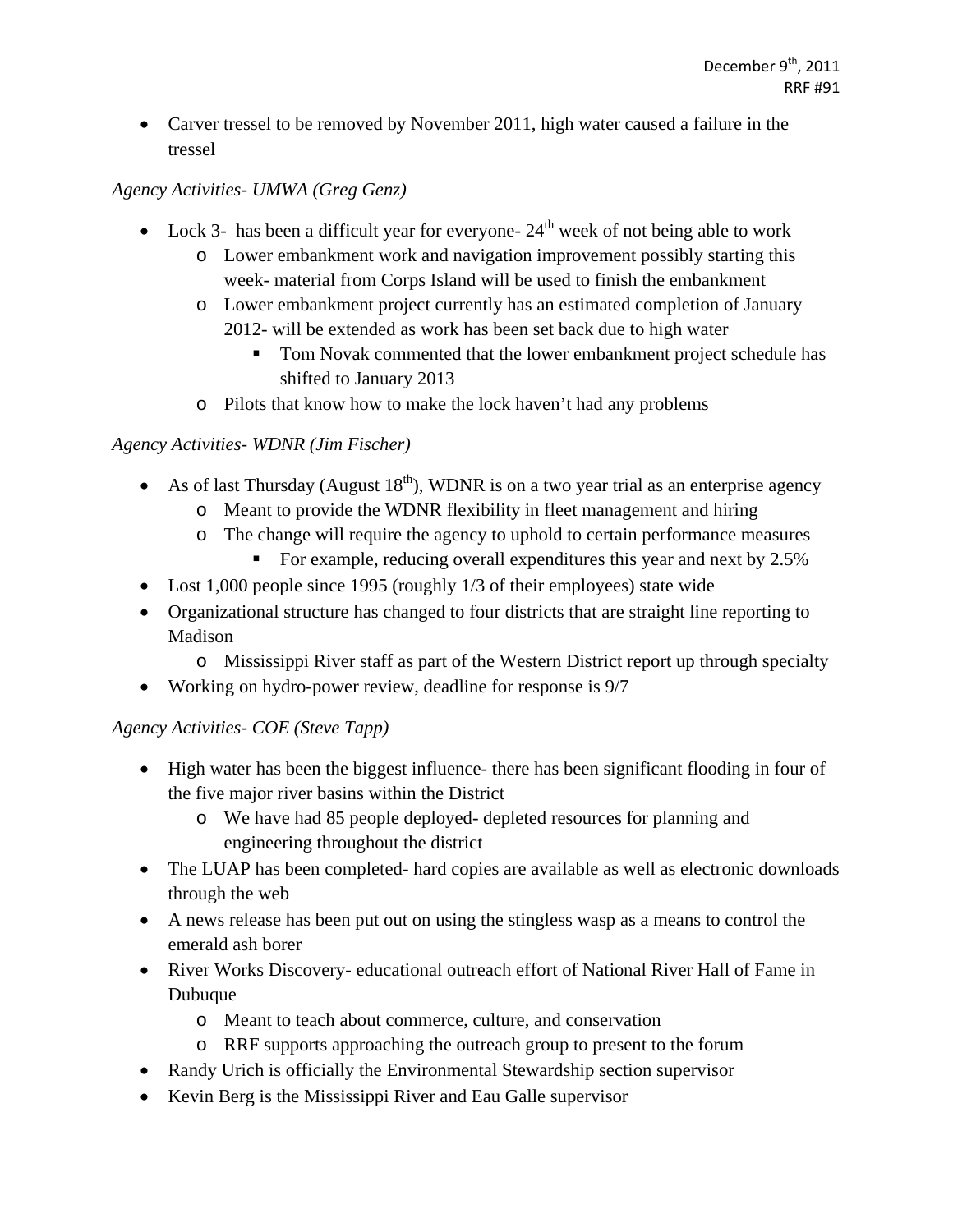- Carver tressel to be removed by November 2011, high water caused a failure in the tressel

*Agency Activities- UMWA (Greg Genz)*

- Lock 3- has been a difficult year for everyone- 24th week of not being able to work
  - Lower embankment work and navigation improvement possibly starting this week- material from Corps Island will be used to finish the embankment
  - Lower embankment project currently has an estimated completion of January 2012- will be extended as work has been set back due to high water
    - Tom Novak commented that the lower embankment project schedule has shifted to January 2013
  - Pilots that know how to make the lock haven't had any problems

*Agency Activities- WDNR (Jim Fischer)*

- As of last Thursday (August 18th), WDNR is on a two year trial as an enterprise agency
  - Meant to provide the WDNR flexibility in fleet management and hiring
  - The change will require the agency to uphold to certain performance measures
    - For example, reducing overall expenditures this year and next by 2.5%
- Lost 1,000 people since 1995 (roughly 1/3 of their employees) state wide
- Organizational structure has changed to four districts that are straight line reporting to Madison
  - Mississippi River staff as part of the Western District report up through specialty
- Working on hydro-power review, deadline for response is 9/7

*Agency Activities- COE (Steve Tapp)*

- High water has been the biggest influence- there has been significant flooding in four of the five major river basins within the District
  - We have had 85 people deployed- depleted resources for planning and engineering throughout the district
- The LUAP has been completed- hard copies are available as well as electronic downloads through the web
- A news release has been put out on using the stingless wasp as a means to control the emerald ash borer
- River Works Discovery- educational outreach effort of National River Hall of Fame in Dubuque
  - Meant to teach about commerce, culture, and conservation
  - RRF supports approaching the outreach group to present to the forum
- Randy Urich is officially the Environmental Stewardship section supervisor
- Kevin Berg is the Mississippi River and Eau Galle supervisor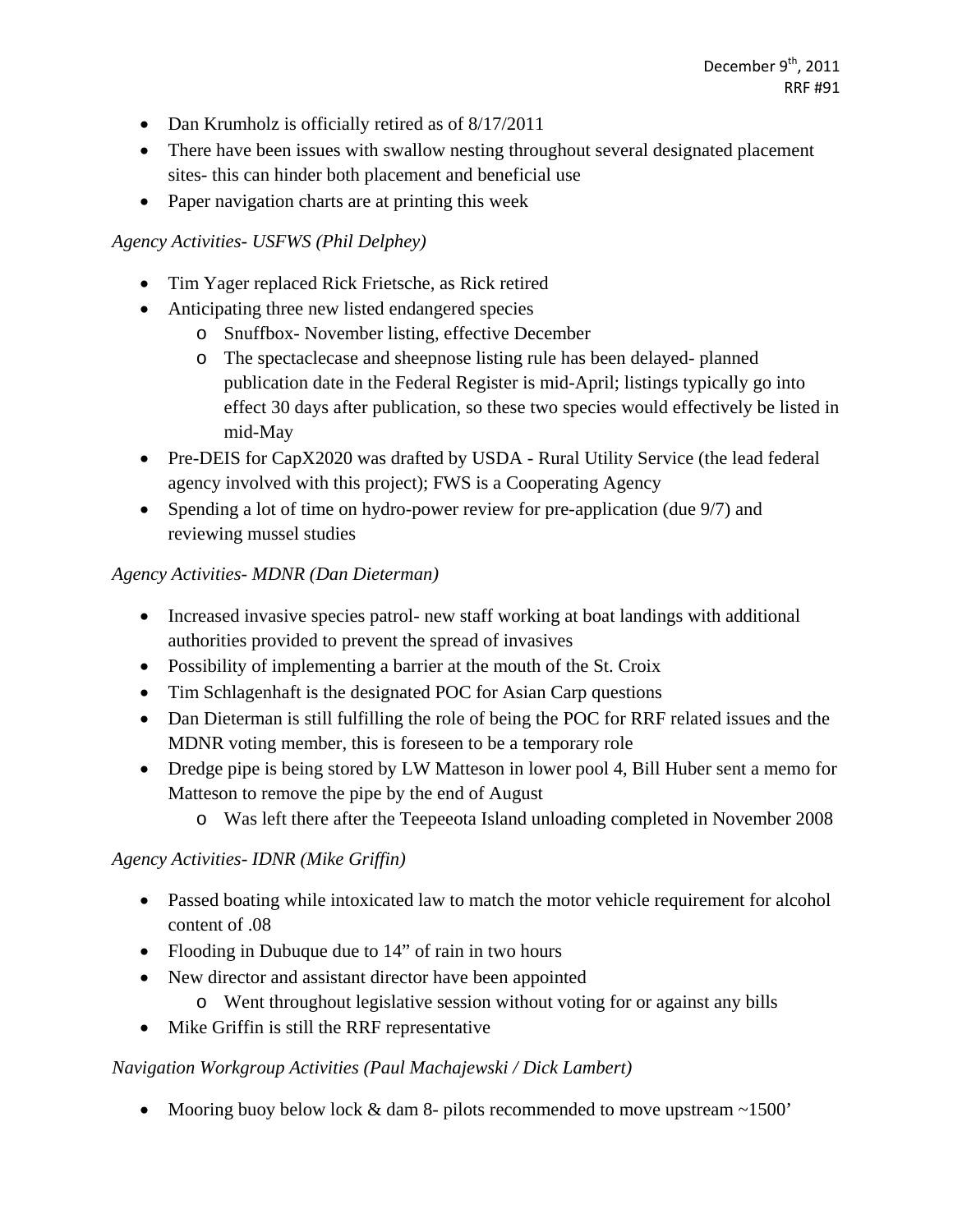- Dan Krumholz is officially retired as of 8/17/2011
- There have been issues with swallow nesting throughout several designated placement sites- this can hinder both placement and beneficial use
- Paper navigation charts are at printing this week

*Agency Activities- USFWS (Phil Delphey)*

- Tim Yager replaced Rick Frietsche, as Rick retired
- Anticipating three new listed endangered species
  - Snuffbox- November listing, effective December
  - The spectaclecase and sheepnose listing rule has been delayed- planned publication date in the Federal Register is mid-April; listings typically go into effect 30 days after publication, so these two species would effectively be listed in mid-May
- Pre-DEIS for CapX2020 was drafted by USDA - Rural Utility Service (the lead federal agency involved with this project); FWS is a Cooperating Agency
- Spending a lot of time on hydro-power review for pre-application (due 9/7) and reviewing mussel studies

*Agency Activities- MDNR (Dan Dieterman)*

- Increased invasive species patrol- new staff working at boat landings with additional authorities provided to prevent the spread of invasives
- Possibility of implementing a barrier at the mouth of the St. Croix
- Tim Schlagenhaft is the designated POC for Asian Carp questions
- Dan Dieterman is still fulfilling the role of being the POC for RRF related issues and the MDNR voting member, this is foreseen to be a temporary role
- Dredge pipe is being stored by LW Matteson in lower pool 4, Bill Huber sent a memo for Matteson to remove the pipe by the end of August
  - Was left there after the Teepeeota Island unloading completed in November 2008

*Agency Activities- IDNR (Mike Griffin)*

- Passed boating while intoxicated law to match the motor vehicle requirement for alcohol content of .08
- Flooding in Dubuque due to 14" of rain in two hours
- New director and assistant director have been appointed
  - Went throughout legislative session without voting for or against any bills
- Mike Griffin is still the RRF representative

*Navigation Workgroup Activities (Paul Machajewski / Dick Lambert)*

- Mooring buoy below lock & dam 8- pilots recommended to move upstream ~1500'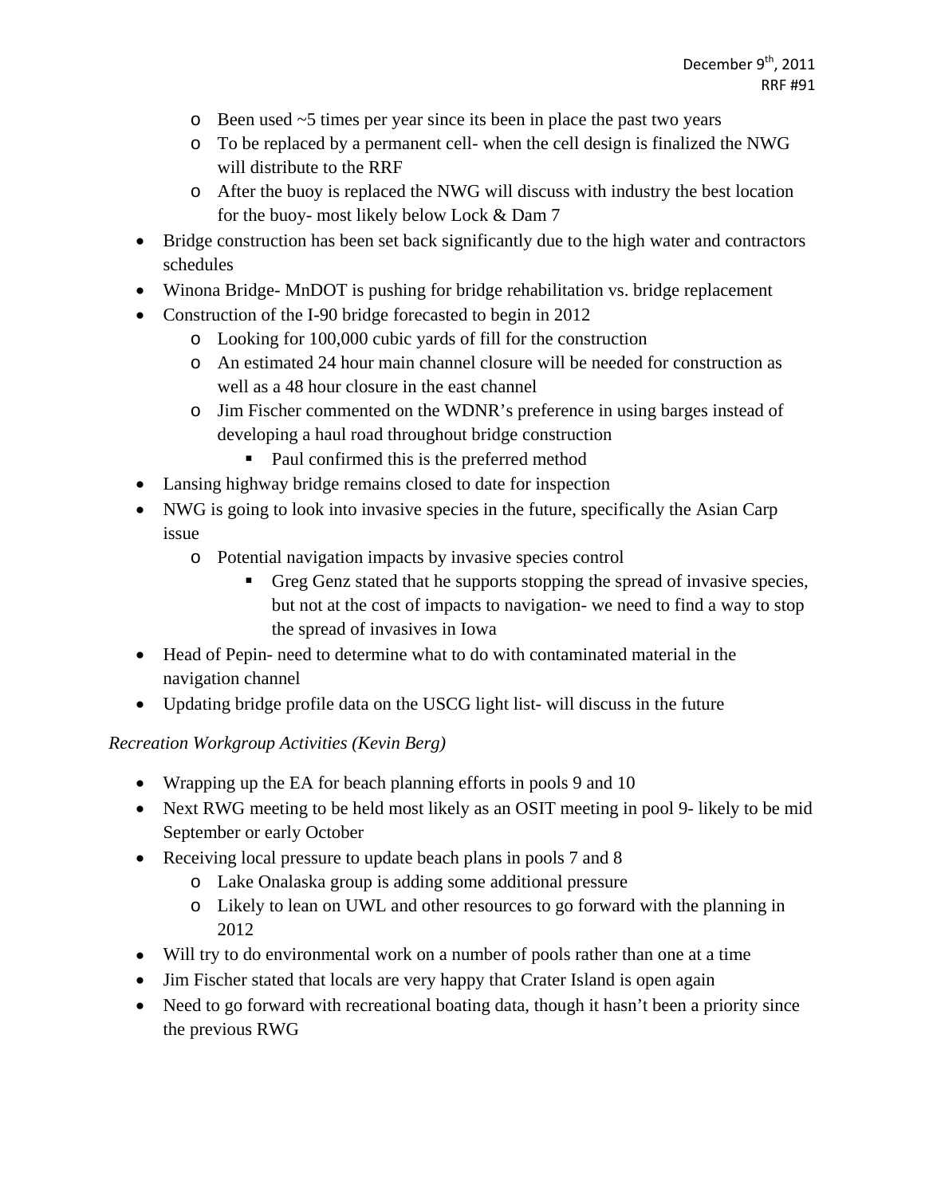- Been used ~5 times per year since its been in place the past two years
  - To be replaced by a permanent cell- when the cell design is finalized the NWG will distribute to the RRF
  - After the buoy is replaced the NWG will discuss with industry the best location for the buoy- most likely below Lock & Dam 7
- Bridge construction has been set back significantly due to the high water and contractors schedules
- Winona Bridge- MnDOT is pushing for bridge rehabilitation vs. bridge replacement
- Construction of the I-90 bridge forecasted to begin in 2012
  - Looking for 100,000 cubic yards of fill for the construction
  - An estimated 24 hour main channel closure will be needed for construction as well as a 48 hour closure in the east channel
  - Jim Fischer commented on the WDNR's preference in using barges instead of developing a haul road throughout bridge construction
    - Paul confirmed this is the preferred method
- Lansing highway bridge remains closed to date for inspection
- NWG is going to look into invasive species in the future, specifically the Asian Carp issue
  - Potential navigation impacts by invasive species control
    - Greg Genz stated that he supports stopping the spread of invasive species, but not at the cost of impacts to navigation- we need to find a way to stop the spread of invasives in Iowa
- Head of Pepin- need to determine what to do with contaminated material in the navigation channel
- Updating bridge profile data on the USCG light list- will discuss in the future

*Recreation Workgroup Activities (Kevin Berg)*

- Wrapping up the EA for beach planning efforts in pools 9 and 10
- Next RWG meeting to be held most likely as an OSIT meeting in pool 9- likely to be mid September or early October
- Receiving local pressure to update beach plans in pools 7 and 8
  - Lake Onalaska group is adding some additional pressure
  - Likely to lean on UWL and other resources to go forward with the planning in 2012
- Will try to do environmental work on a number of pools rather than one at a time
- Jim Fischer stated that locals are very happy that Crater Island is open again
- Need to go forward with recreational boating data, though it hasn't been a priority since the previous RWG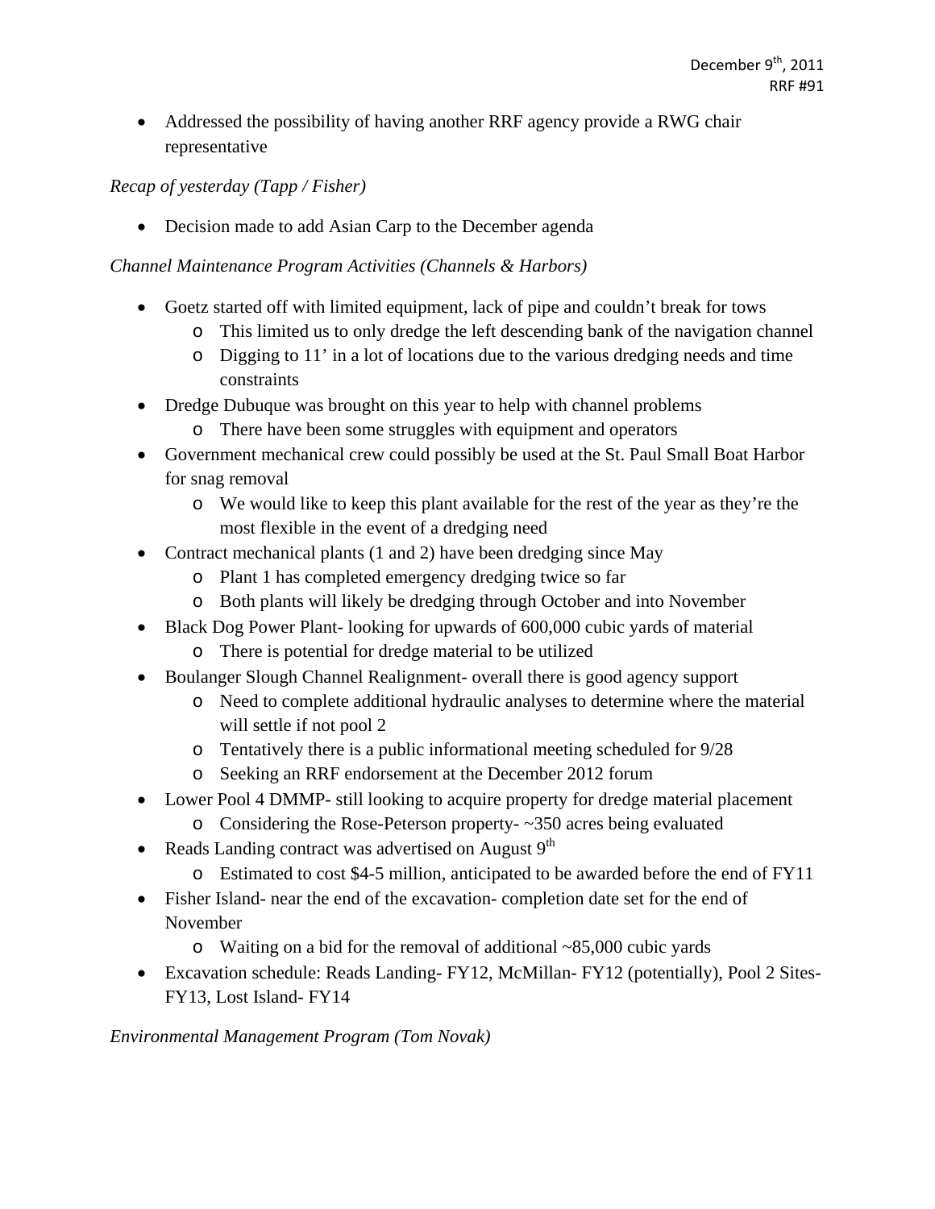- Addressed the possibility of having another RRF agency provide a RWG chair representative

*Recap of yesterday (Tapp / Fisher)*

- Decision made to add Asian Carp to the December agenda

*Channel Maintenance Program Activities (Channels & Harbors)*

- Goetz started off with limited equipment, lack of pipe and couldn't break for tows
    - This limited us to only dredge the left descending bank of the navigation channel
    - Digging to 11' in a lot of locations due to the various dredging needs and time constraints
- Dredge Dubuque was brought on this year to help with channel problems
    - There have been some struggles with equipment and operators
- Government mechanical crew could possibly be used at the St. Paul Small Boat Harbor for snag removal
    - We would like to keep this plant available for the rest of the year as they're the most flexible in the event of a dredging need
- Contract mechanical plants (1 and 2) have been dredging since May
    - Plant 1 has completed emergency dredging twice so far
    - Both plants will likely be dredging through October and into November
- Black Dog Power Plant- looking for upwards of 600,000 cubic yards of material
    - There is potential for dredge material to be utilized
- Boulanger Slough Channel Realignment- overall there is good agency support
    - Need to complete additional hydraulic analyses to determine where the material will settle if not pool 2
    - Tentatively there is a public informational meeting scheduled for 9/28
    - Seeking an RRF endorsement at the December 2012 forum
- Lower Pool 4 DMMP- still looking to acquire property for dredge material placement
    - Considering the Rose-Peterson property- ~350 acres being evaluated
- Reads Landing contract was advertised on August 9th
    - Estimated to cost $4-5 million, anticipated to be awarded before the end of FY11
- Fisher Island- near the end of the excavation- completion date set for the end of November
    - Waiting on a bid for the removal of additional ~85,000 cubic yards
- Excavation schedule: Reads Landing- FY12, McMillan- FY12 (potentially), Pool 2 Sites- FY13, Lost Island- FY14

*Environmental Management Program (Tom Novak)*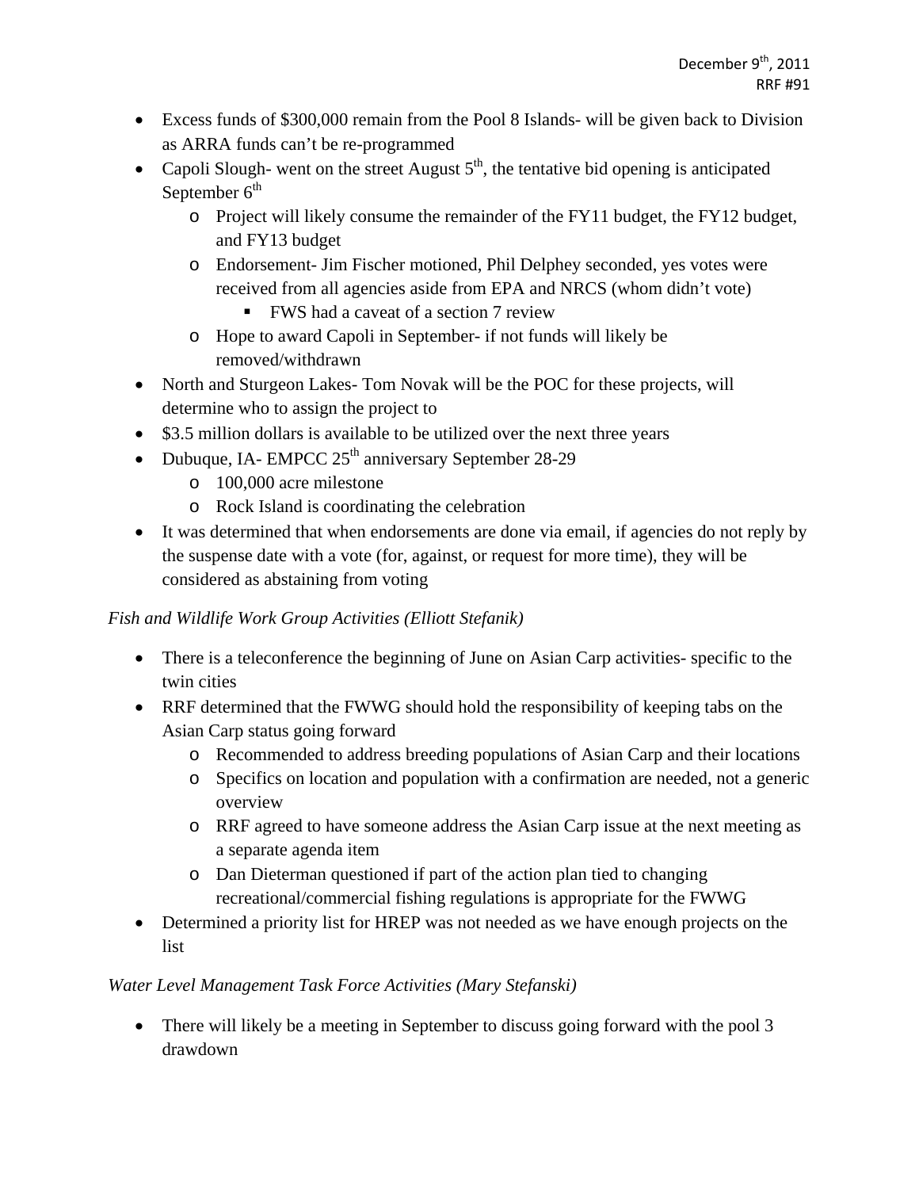- Excess funds of $300,000 remain from the Pool 8 Islands- will be given back to Division as ARRA funds can't be re-programmed
- Capoli Slough- went on the street August 5th, the tentative bid opening is anticipated September 6th
  - Project will likely consume the remainder of the FY11 budget, the FY12 budget, and FY13 budget
  - Endorsement- Jim Fischer motioned, Phil Delphey seconded, yes votes were received from all agencies aside from EPA and NRCS (whom didn't vote)
    - FWS had a caveat of a section 7 review
  - Hope to award Capoli in September- if not funds will likely be removed/withdrawn
- North and Sturgeon Lakes- Tom Novak will be the POC for these projects, will determine who to assign the project to
- $3.5 million dollars is available to be utilized over the next three years
- Dubuque, IA- EMPCC 25th anniversary September 28-29
  - 100,000 acre milestone
  - Rock Island is coordinating the celebration
- It was determined that when endorsements are done via email, if agencies do not reply by the suspense date with a vote (for, against, or request for more time), they will be considered as abstaining from voting

*Fish and Wildlife Work Group Activities (Elliott Stefanik)*

- There is a teleconference the beginning of June on Asian Carp activities- specific to the twin cities
- RRF determined that the FWWG should hold the responsibility of keeping tabs on the Asian Carp status going forward
  - Recommended to address breeding populations of Asian Carp and their locations
  - Specifics on location and population with a confirmation are needed, not a generic overview
  - RRF agreed to have someone address the Asian Carp issue at the next meeting as a separate agenda item
  - Dan Dieterman questioned if part of the action plan tied to changing recreational/commercial fishing regulations is appropriate for the FWWG
- Determined a priority list for HREP was not needed as we have enough projects on the list

*Water Level Management Task Force Activities (Mary Stefanski)*

- There will likely be a meeting in September to discuss going forward with the pool 3 drawdown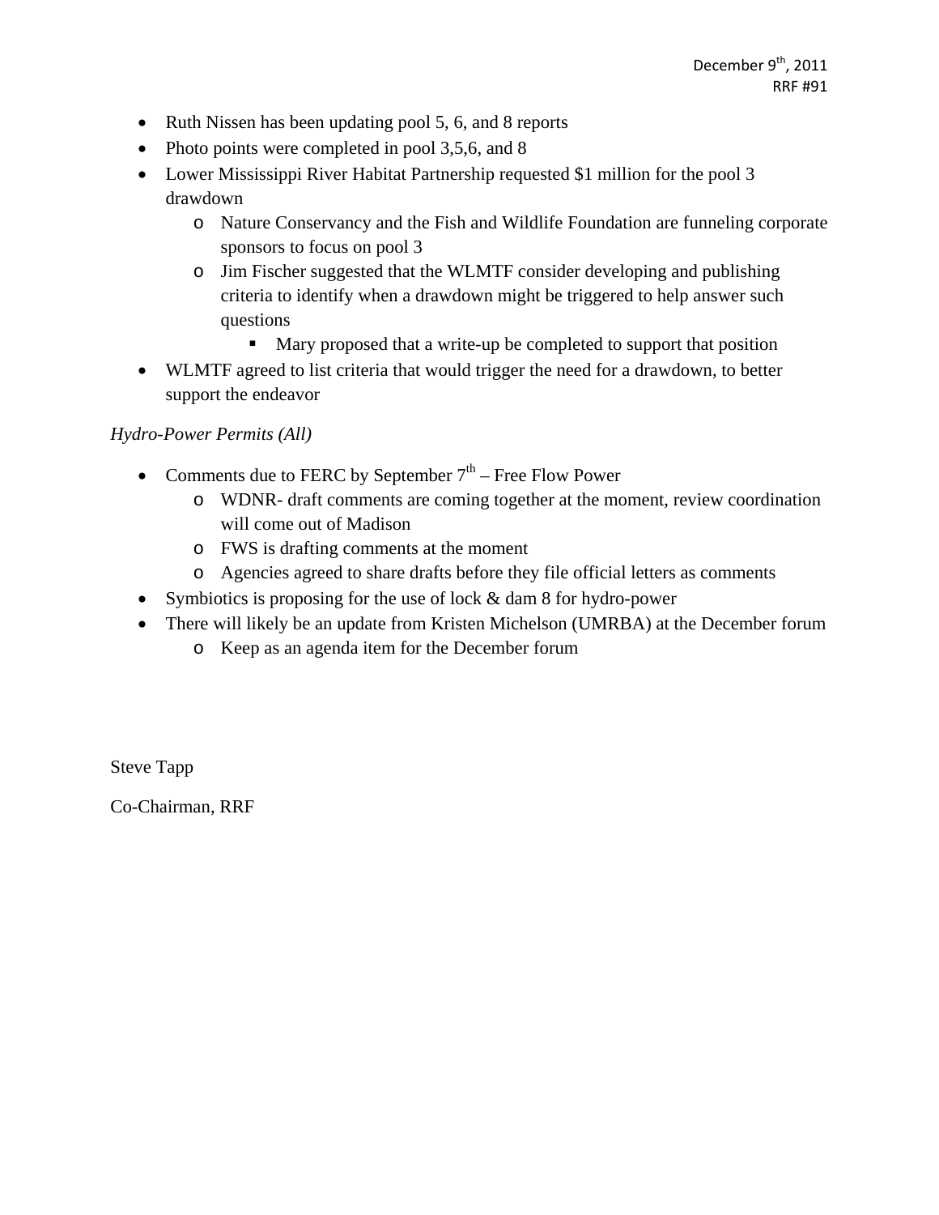- Ruth Nissen has been updating pool 5, 6, and 8 reports
- Photo points were completed in pool 3,5,6, and 8
- Lower Mississippi River Habitat Partnership requested $1 million for the pool 3 drawdown
  - Nature Conservancy and the Fish and Wildlife Foundation are funneling corporate sponsors to focus on pool 3
  - Jim Fischer suggested that the WLMTF consider developing and publishing criteria to identify when a drawdown might be triggered to help answer such questions
    - Mary proposed that a write-up be completed to support that position
- WLMTF agreed to list criteria that would trigger the need for a drawdown, to better support the endeavor

*Hydro-Power Permits (All)*

- Comments due to FERC by September 7th – Free Flow Power
  - WDNR- draft comments are coming together at the moment, review coordination will come out of Madison
  - FWS is drafting comments at the moment
  - Agencies agreed to share drafts before they file official letters as comments
- Symbiotics is proposing for the use of lock & dam 8 for hydro-power
- There will likely be an update from Kristen Michelson (UMRBA) at the December forum
  - Keep as an agenda item for the December forum

Steve Tapp

Co-Chairman, RRF